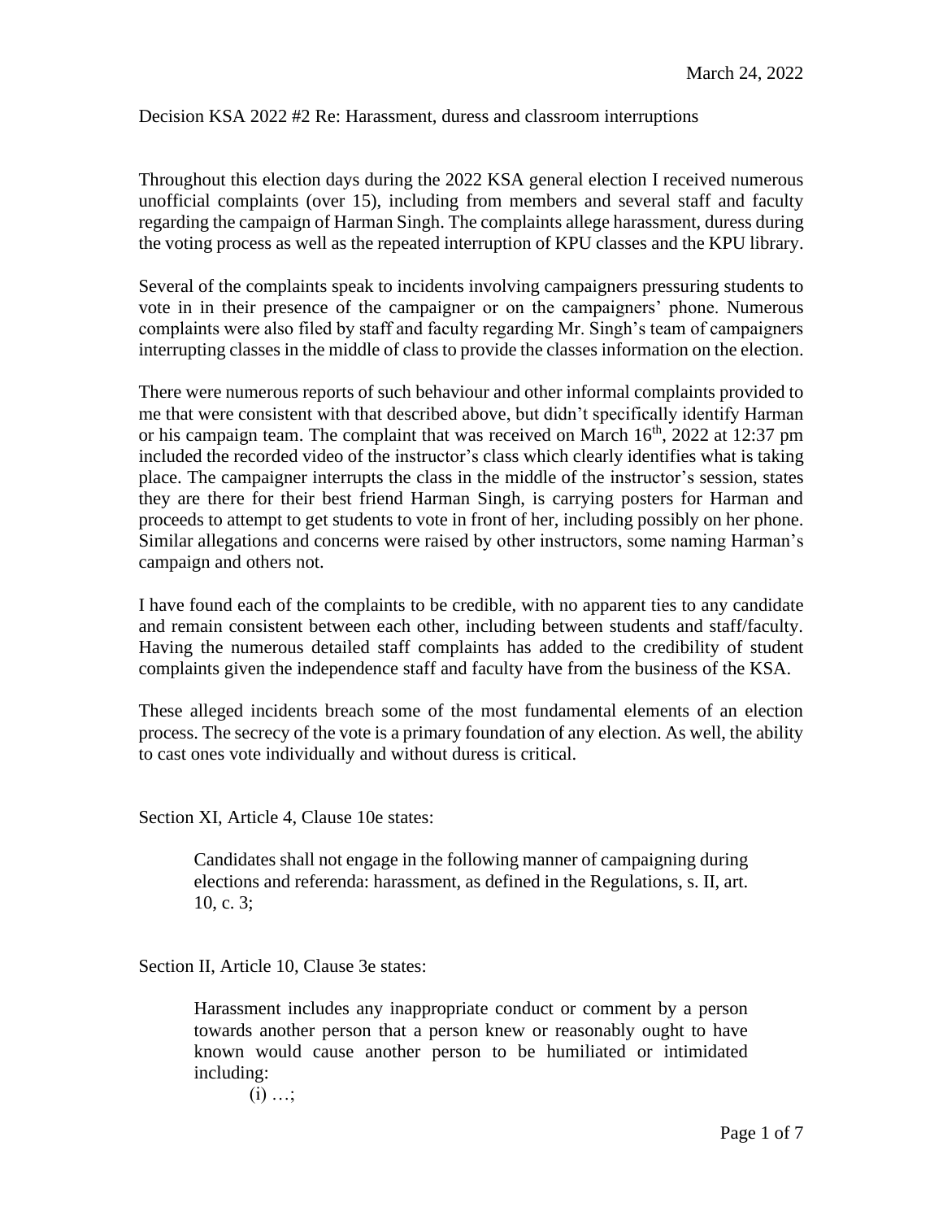March 24, 2022

Decision KSA 2022 #2 Re: Harassment, duress and classroom interruptions

Throughout this election days during the 2022 KSA general election I received numerous unofficial complaints (over 15), including from members and several staff and faculty regarding the campaign of Harman Singh. The complaints allege harassment, duress during the voting process as well as the repeated interruption of KPU classes and the KPU library.

Several of the complaints speak to incidents involving campaigners pressuring students to vote in in their presence of the campaigner or on the campaigners' phone. Numerous complaints were also filed by staff and faculty regarding Mr. Singh's team of campaigners interrupting classes in the middle of class to provide the classes information on the election.

There were numerous reports of such behaviour and other informal complaints provided to me that were consistent with that described above, but didn't specifically identify Harman or his campaign team. The complaint that was received on March 16th, 2022 at 12:37 pm included the recorded video of the instructor's class which clearly identifies what is taking place. The campaigner interrupts the class in the middle of the instructor's session, states they are there for their best friend Harman Singh, is carrying posters for Harman and proceeds to attempt to get students to vote in front of her, including possibly on her phone. Similar allegations and concerns were raised by other instructors, some naming Harman's campaign and others not.

I have found each of the complaints to be credible, with no apparent ties to any candidate and remain consistent between each other, including between students and staff/faculty. Having the numerous detailed staff complaints has added to the credibility of student complaints given the independence staff and faculty have from the business of the KSA.

These alleged incidents breach some of the most fundamental elements of an election process. The secrecy of the vote is a primary foundation of any election. As well, the ability to cast ones vote individually and without duress is critical.

Section XI, Article 4, Clause 10e states:

> Candidates shall not engage in the following manner of campaigning during elections and referenda: harassment, as defined in the Regulations, s. II, art. 10, c. 3;

Section II, Article 10, Clause 3e states:

> Harassment includes any inappropriate conduct or comment by a person towards another person that a person knew or reasonably ought to have known would cause another person to be humiliated or intimidated including:
>
> (i) …;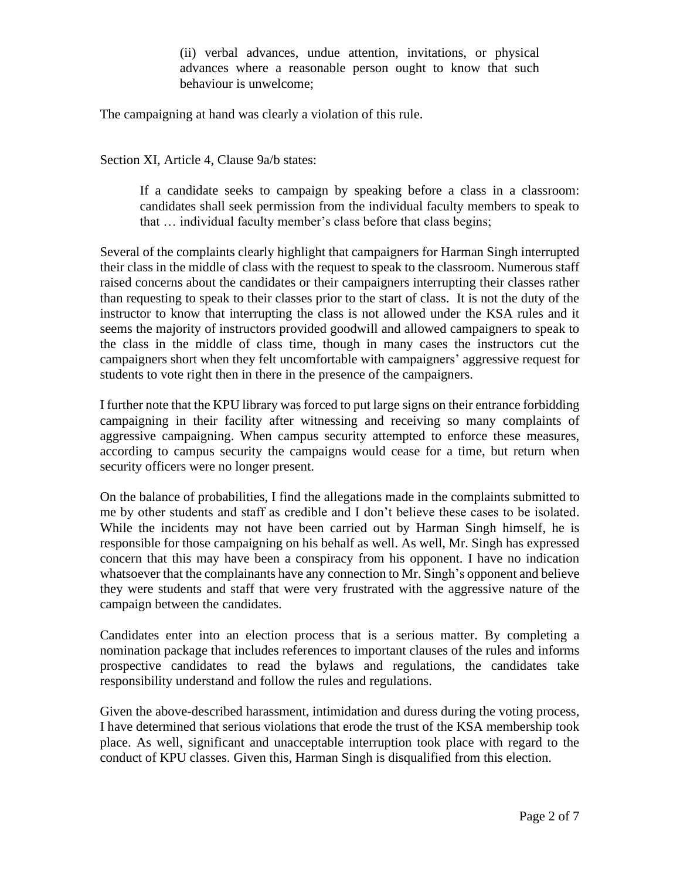> (ii) verbal advances, undue attention, invitations, or physical advances where a reasonable person ought to know that such behaviour is unwelcome;

The campaigning at hand was clearly a violation of this rule.

Section XI, Article 4, Clause 9a/b states:

> If a candidate seeks to campaign by speaking before a class in a classroom: candidates shall seek permission from the individual faculty members to speak to that … individual faculty member's class before that class begins;

Several of the complaints clearly highlight that campaigners for Harman Singh interrupted their class in the middle of class with the request to speak to the classroom. Numerous staff raised concerns about the candidates or their campaigners interrupting their classes rather than requesting to speak to their classes prior to the start of class. It is not the duty of the instructor to know that interrupting the class is not allowed under the KSA rules and it seems the majority of instructors provided goodwill and allowed campaigners to speak to the class in the middle of class time, though in many cases the instructors cut the campaigners short when they felt uncomfortable with campaigners' aggressive request for students to vote right then in there in the presence of the campaigners.

I further note that the KPU library was forced to put large signs on their entrance forbidding campaigning in their facility after witnessing and receiving so many complaints of aggressive campaigning. When campus security attempted to enforce these measures, according to campus security the campaigns would cease for a time, but return when security officers were no longer present.

On the balance of probabilities, I find the allegations made in the complaints submitted to me by other students and staff as credible and I don't believe these cases to be isolated. While the incidents may not have been carried out by Harman Singh himself, he is responsible for those campaigning on his behalf as well. As well, Mr. Singh has expressed concern that this may have been a conspiracy from his opponent. I have no indication whatsoever that the complainants have any connection to Mr. Singh's opponent and believe they were students and staff that were very frustrated with the aggressive nature of the campaign between the candidates.

Candidates enter into an election process that is a serious matter. By completing a nomination package that includes references to important clauses of the rules and informs prospective candidates to read the bylaws and regulations, the candidates take responsibility understand and follow the rules and regulations.

Given the above-described harassment, intimidation and duress during the voting process, I have determined that serious violations that erode the trust of the KSA membership took place. As well, significant and unacceptable interruption took place with regard to the conduct of KPU classes. Given this, Harman Singh is disqualified from this election.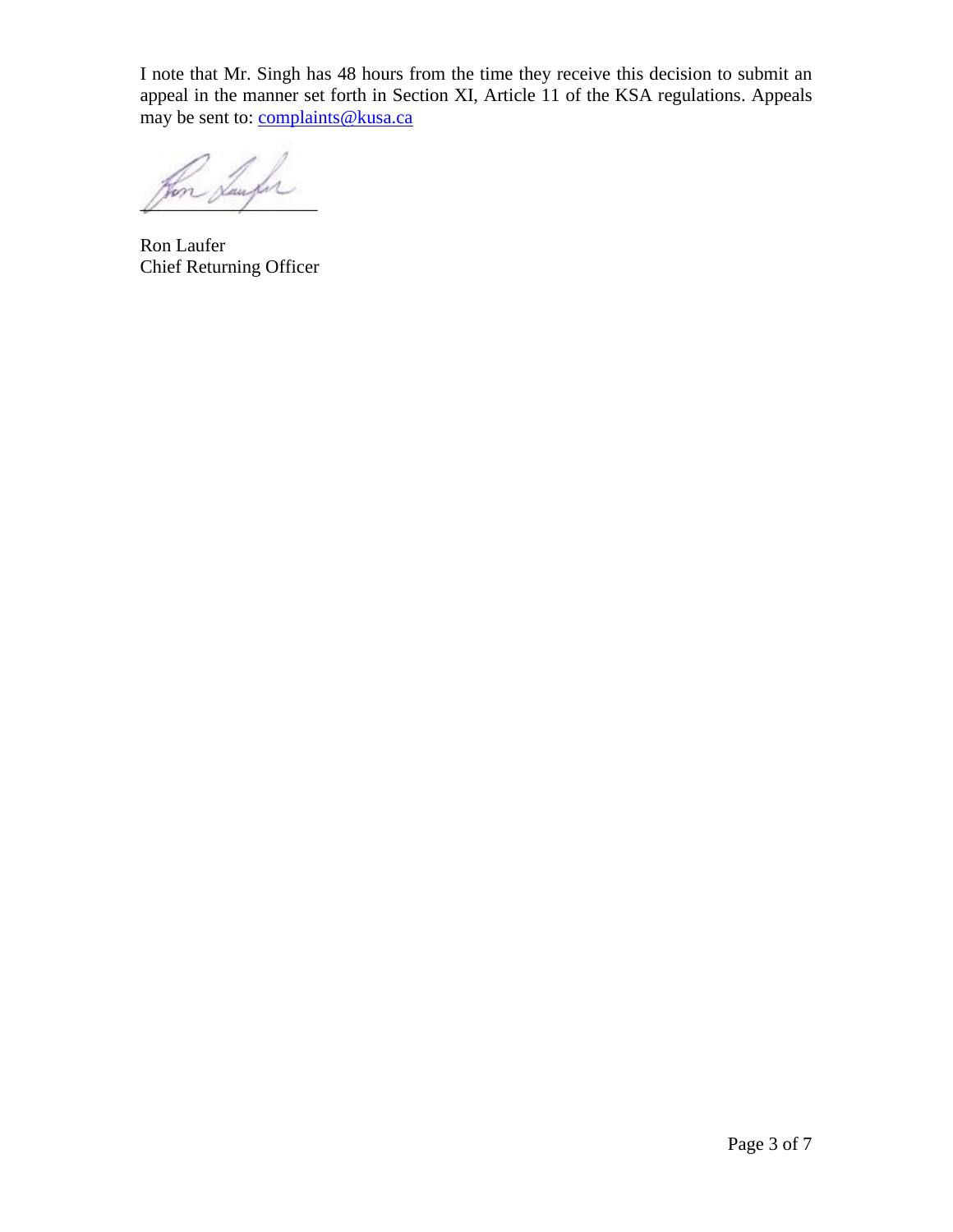I note that Mr. Singh has 48 hours from the time they receive this decision to submit an appeal in the manner set forth in Section XI, Article 11 of the KSA regulations. Appeals may be sent to: complaints@kusa.ca

Ron Laufer
Chief Returning Officer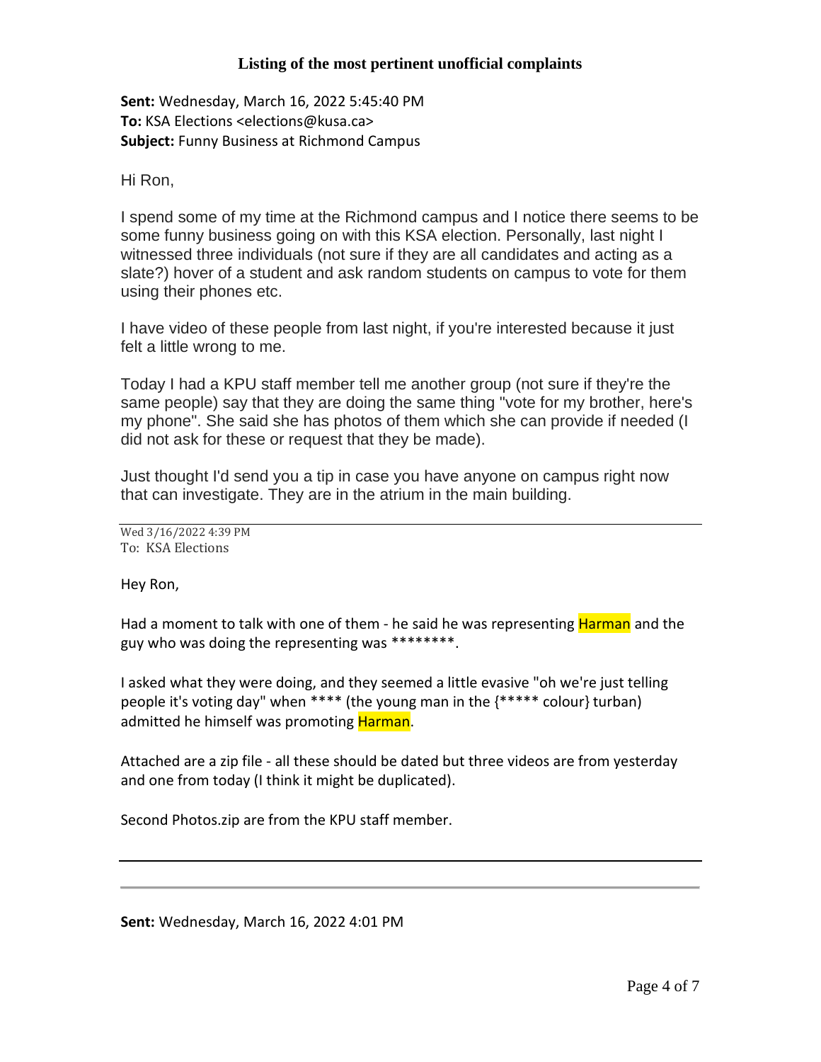## Listing of the most pertinent unofficial complaints

**Sent:** Wednesday, March 16, 2022 5:45:40 PM
**To:** KSA Elections <elections@kusa.ca>
**Subject:** Funny Business at Richmond Campus

Hi Ron,

I spend some of my time at the Richmond campus and I notice there seems to be some funny business going on with this KSA election. Personally, last night I witnessed three individuals (not sure if they are all candidates and acting as a slate?) hover of a student and ask random students on campus to vote for them using their phones etc.

I have video of these people from last night, if you're interested because it just felt a little wrong to me.

Today I had a KPU staff member tell me another group (not sure if they're the same people) say that they are doing the same thing "vote for my brother, here's my phone". She said she has photos of them which she can provide if needed (I did not ask for these or request that they be made).

Just thought I'd send you a tip in case you have anyone on campus right now that can investigate. They are in the atrium in the main building.

---

Wed 3/16/2022 4:39 PM
To: KSA Elections

Hey Ron,

Had a moment to talk with one of them - he said he was representing Harman and the guy who was doing the representing was ********.

I asked what they were doing, and they seemed a little evasive "oh we're just telling people it's voting day" when **** (the young man in the {***** colour} turban) admitted he himself was promoting Harman.

Attached are a zip file - all these should be dated but three videos are from yesterday and one from today (I think it might be duplicated).

Second Photos.zip are from the KPU staff member.

---

**Sent:** Wednesday, March 16, 2022 4:01 PM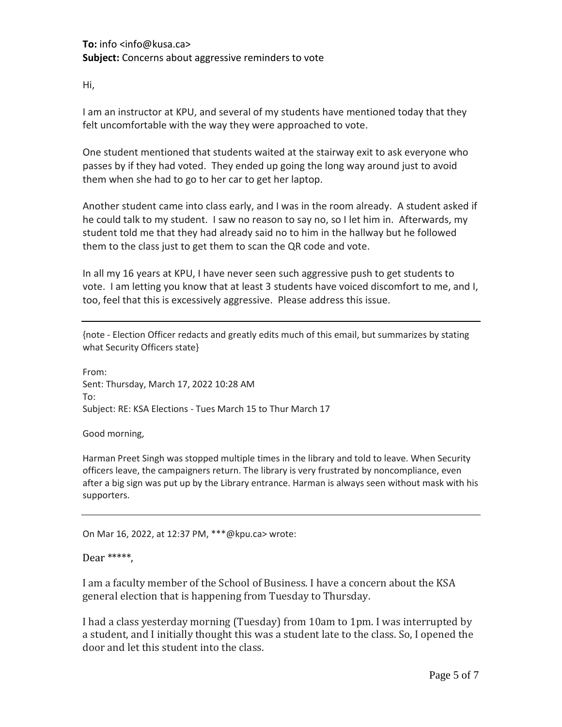**To:** info <info@kusa.ca>
**Subject:** Concerns about aggressive reminders to vote

Hi,

I am an instructor at KPU, and several of my students have mentioned today that they felt uncomfortable with the way they were approached to vote.

One student mentioned that students waited at the stairway exit to ask everyone who passes by if they had voted. They ended up going the long way around just to avoid them when she had to go to her car to get her laptop.

Another student came into class early, and I was in the room already. A student asked if he could talk to my student. I saw no reason to say no, so I let him in. Afterwards, my student told me that they had already said no to him in the hallway but he followed them to the class just to get them to scan the QR code and vote.

In all my 16 years at KPU, I have never seen such aggressive push to get students to vote. I am letting you know that at least 3 students have voiced discomfort to me, and I, too, feel that this is excessively aggressive. Please address this issue.

---

{note - Election Officer redacts and greatly edits much of this email, but summarizes by stating what Security Officers state}

From:
Sent: Thursday, March 17, 2022 10:28 AM
To:
Subject: RE: KSA Elections - Tues March 15 to Thur March 17

Good morning,

Harman Preet Singh was stopped multiple times in the library and told to leave. When Security officers leave, the campaigners return. The library is very frustrated by noncompliance, even after a big sign was put up by the Library entrance. Harman is always seen without mask with his supporters.

---

On Mar 16, 2022, at 12:37 PM, ***@kpu.ca> wrote:

Dear *****,

I am a faculty member of the School of Business. I have a concern about the KSA general election that is happening from Tuesday to Thursday.

I had a class yesterday morning (Tuesday) from 10am to 1pm. I was interrupted by a student, and I initially thought this was a student late to the class. So, I opened the door and let this student into the class.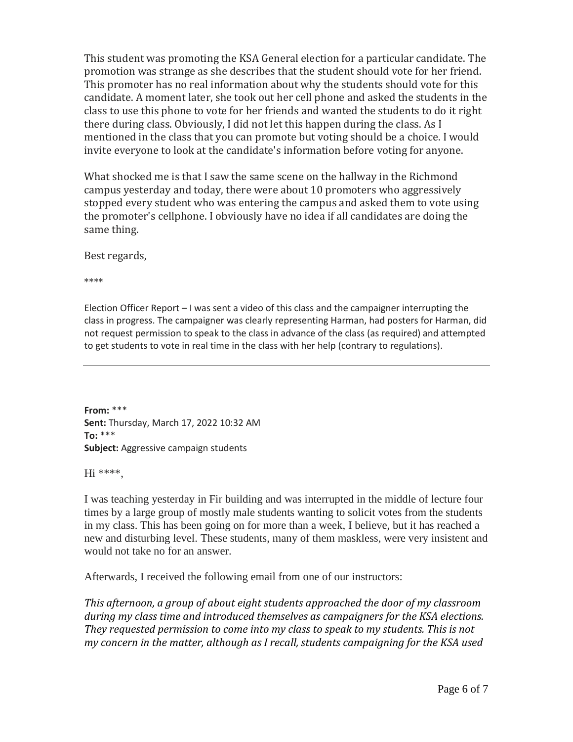This student was promoting the KSA General election for a particular candidate. The promotion was strange as she describes that the student should vote for her friend. This promoter has no real information about why the students should vote for this candidate. A moment later, she took out her cell phone and asked the students in the class to use this phone to vote for her friends and wanted the students to do it right there during class. Obviously, I did not let this happen during the class. As I mentioned in the class that you can promote but voting should be a choice. I would invite everyone to look at the candidate's information before voting for anyone.

What shocked me is that I saw the same scene on the hallway in the Richmond campus yesterday and today, there were about 10 promoters who aggressively stopped every student who was entering the campus and asked them to vote using the promoter's cellphone. I obviously have no idea if all candidates are doing the same thing.

Best regards,

****

Election Officer Report – I was sent a video of this class and the campaigner interrupting the class in progress. The campaigner was clearly representing Harman, had posters for Harman, did not request permission to speak to the class in advance of the class (as required) and attempted to get students to vote in real time in the class with her help (contrary to regulations).

---

**From:** ***
**Sent:** Thursday, March 17, 2022 10:32 AM
**To:** ***
**Subject:** Aggressive campaign students

Hi ****,

I was teaching yesterday in Fir building and was interrupted in the middle of lecture four times by a large group of mostly male students wanting to solicit votes from the students in my class. This has been going on for more than a week, I believe, but it has reached a new and disturbing level. These students, many of them maskless, were very insistent and would not take no for an answer.

Afterwards, I received the following email from one of our instructors:

*This afternoon, a group of about eight students approached the door of my classroom during my class time and introduced themselves as campaigners for the KSA elections. They requested permission to come into my class to speak to my students. This is not my concern in the matter, although as I recall, students campaigning for the KSA used*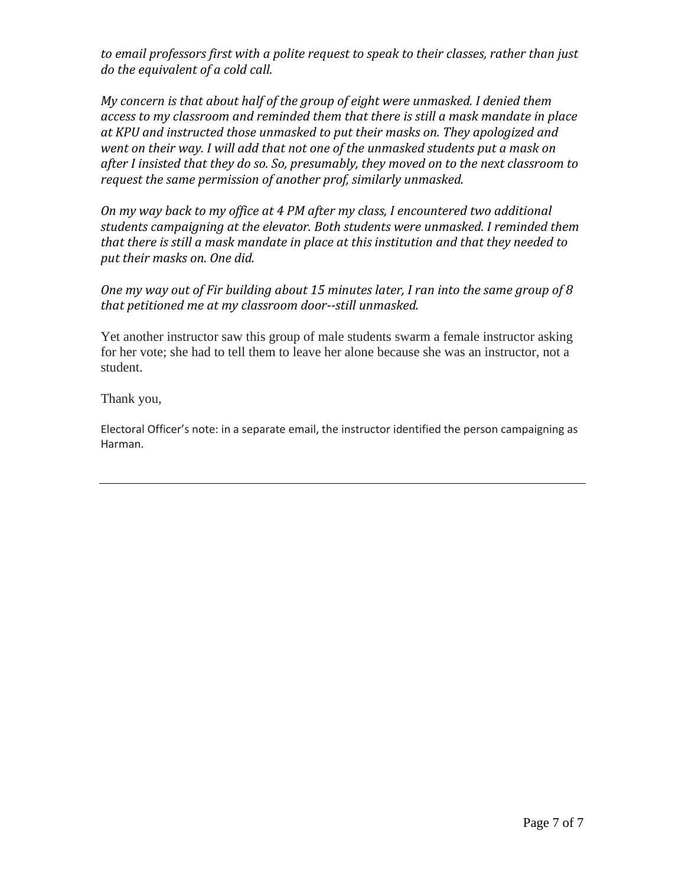*to email professors first with a polite request to speak to their classes, rather than just do the equivalent of a cold call.*

*My concern is that about half of the group of eight were unmasked. I denied them access to my classroom and reminded them that there is still a mask mandate in place at KPU and instructed those unmasked to put their masks on. They apologized and went on their way. I will add that not one of the unmasked students put a mask on after I insisted that they do so. So, presumably, they moved on to the next classroom to request the same permission of another prof, similarly unmasked.*

*On my way back to my office at 4 PM after my class, I encountered two additional students campaigning at the elevator. Both students were unmasked. I reminded them that there is still a mask mandate in place at this institution and that they needed to put their masks on. One did.*

*One my way out of Fir building about 15 minutes later, I ran into the same group of 8 that petitioned me at my classroom door--still unmasked.*

Yet another instructor saw this group of male students swarm a female instructor asking for her vote; she had to tell them to leave her alone because she was an instructor, not a student.

Thank you,

Electoral Officer's note: in a separate email, the instructor identified the person campaigning as Harman.

---